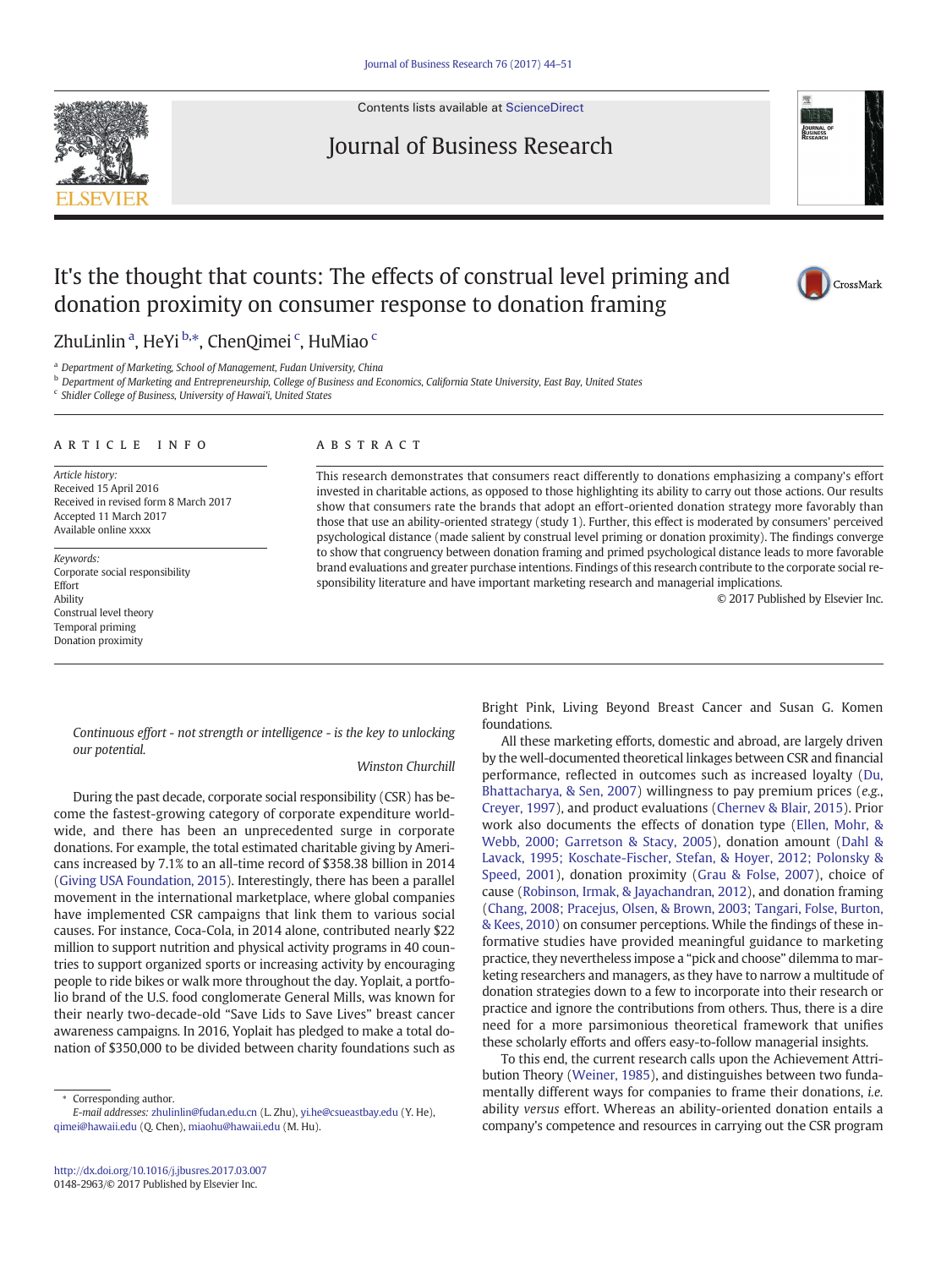# It's the thought that counts: The effects of construal level priming and donation proximity on consumer response to donation framing

ZhuLinlin [a], HeYi [b,*], ChenQimei [c], HuMiao [c]

[a] Department of Marketing, School of Management, Fudan University, China
[b] Department of Marketing and Entrepreneurship, College of Business and Economics, California State University, East Bay, United States
[c] Shidler College of Business, University of Hawai'i, United States

## ARTICLE INFO

*Article history:*
Received 15 April 2016
Received in revised form 8 March 2017
Accepted 11 March 2017
Available online xxxx

*Keywords:*
Corporate social responsibility
Effort
Ability
Construal level theory
Temporal priming
Donation proximity

## ABSTRACT

This research demonstrates that consumers react differently to donations emphasizing a company's effort invested in charitable actions, as opposed to those highlighting its ability to carry out those actions. Our results show that consumers rate the brands that adopt an effort-oriented donation strategy more favorably than those that use an ability-oriented strategy (study 1). Further, this effect is moderated by consumers' perceived psychological distance (made salient by construal level priming or donation proximity). The findings converge to show that congruency between donation framing and primed psychological distance leads to more favorable brand evaluations and greater purchase intentions. Findings of this research contribute to the corporate social responsibility literature and have important marketing research and managerial implications.

© 2017 Published by Elsevier Inc.

*Continuous effort - not strength or intelligence - is the key to unlocking our potential.*

Winston Churchill

During the past decade, corporate social responsibility (CSR) has become the fastest-growing category of corporate expenditure worldwide, and there has been an unprecedented surge in corporate donations. For example, the total estimated charitable giving by Americans increased by 7.1% to an all-time record of $358.38 billion in 2014 (Giving USA Foundation, 2015). Interestingly, there has been a parallel movement in the international marketplace, where global companies have implemented CSR campaigns that link them to various social causes. For instance, Coca-Cola, in 2014 alone, contributed nearly $22 million to support nutrition and physical activity programs in 40 countries to support organized sports or increasing activity by encouraging people to ride bikes or walk more throughout the day. Yoplait, a portfolio brand of the U.S. food conglomerate General Mills, was known for their nearly two-decade-old "Save Lids to Save Lives" breast cancer awareness campaigns. In 2016, Yoplait has pledged to make a total donation of $350,000 to be divided between charity foundations such as Bright Pink, Living Beyond Breast Cancer and Susan G. Komen foundations.

All these marketing efforts, domestic and abroad, are largely driven by the well-documented theoretical linkages between CSR and financial performance, reflected in outcomes such as increased loyalty (Du, Bhattacharya, & Sen, 2007) willingness to pay premium prices (*e.g.*, Creyer, 1997), and product evaluations (Chernev & Blair, 2015). Prior work also documents the effects of donation type (Ellen, Mohr, & Webb, 2000; Garretson & Stacy, 2005), donation amount (Dahl & Lavack, 1995; Koschate-Fischer, Stefan, & Hoyer, 2012; Polonsky & Speed, 2001), donation proximity (Grau & Folse, 2007), choice of cause (Robinson, Irmak, & Jayachandran, 2012), and donation framing (Chang, 2008; Pracejus, Olsen, & Brown, 2003; Tangari, Folse, Burton, & Kees, 2010) on consumer perceptions. While the findings of these informative studies have provided meaningful guidance to marketing practice, they nevertheless impose a "pick and choose" dilemma to marketing researchers and managers, as they have to narrow a multitude of donation strategies down to a few to incorporate into their research or practice and ignore the contributions from others. Thus, there is a dire need for a more parsimonious theoretical framework that unifies these scholarly efforts and offers easy-to-follow managerial insights.

To this end, the current research calls upon the Achievement Attribution Theory (Weiner, 1985), and distinguishes between two fundamentally different ways for companies to frame their donations, *i.e.* ability *versus* effort. Whereas an ability-oriented donation entails a company's competence and resources in carrying out the CSR program

\* Corresponding author.
*E-mail addresses:* zhulinlin@fudan.edu.cn (L. Zhu), yi.he@csueastbay.edu (Y. He), qimei@hawaii.edu (Q. Chen), miaohu@hawaii.edu (M. Hu).

http://dx.doi.org/10.1016/j.jbusres.2017.03.007
0148-2963/© 2017 Published by Elsevier Inc.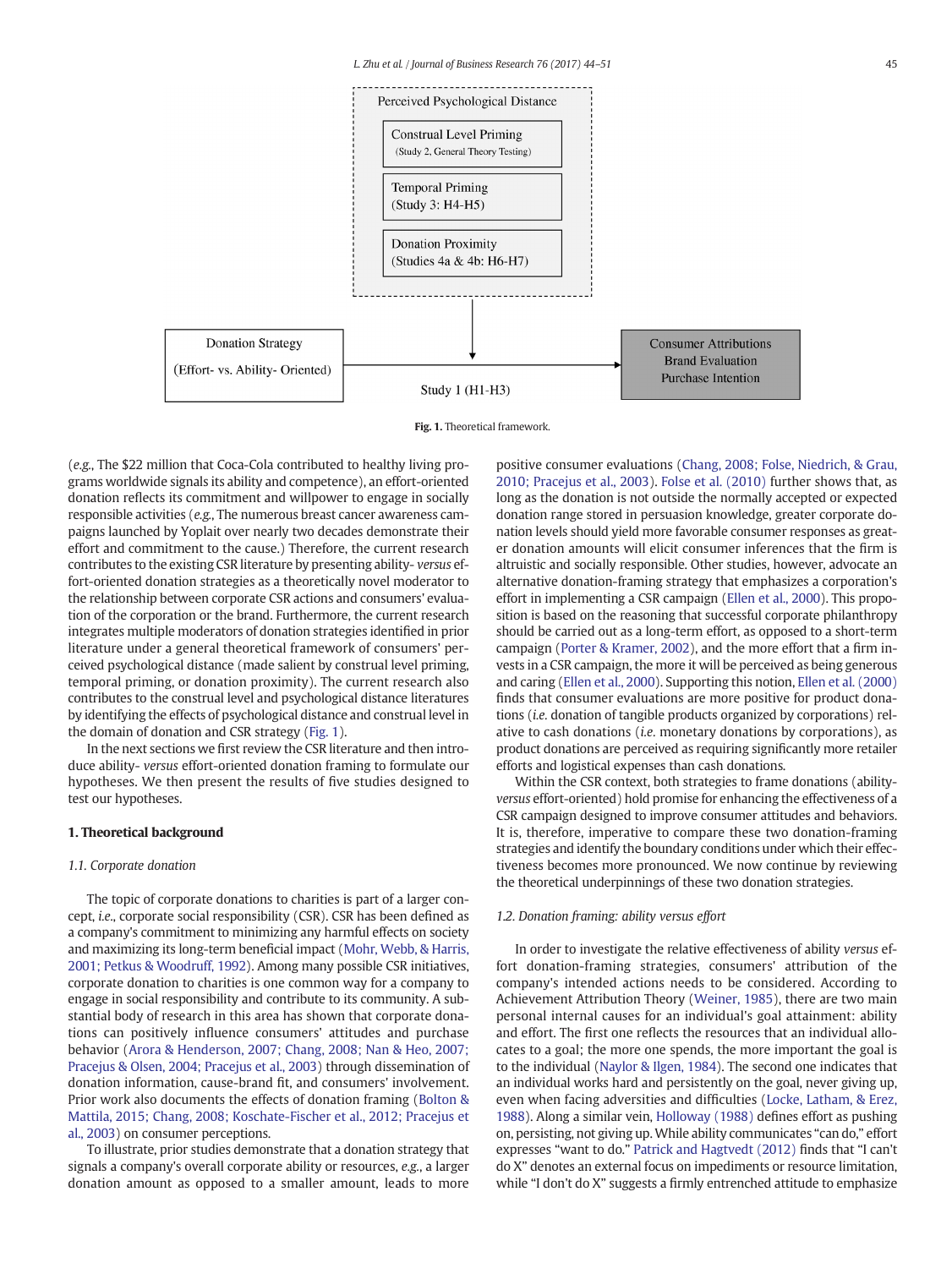Perceived Psychological Distance

Construal Level Priming (Study 2, General Theory Testing)

Temporal Priming (Study 3: H4-H5)

Donation Proximity (Studies 4a & 4b: H6-H7)

Donation Strategy (Effort- vs. Ability- Oriented) → Consumer Attributions, Brand Evaluation, Purchase Intention

Study 1 (H1-H3)

**Fig. 1.** Theoretical framework.

(*e.g.*, The $22 million that Coca-Cola contributed to healthy living programs worldwide signals its ability and competence), an effort-oriented donation reflects its commitment and willpower to engage in socially responsible activities (*e.g.*, The numerous breast cancer awareness campaigns launched by Yoplait over nearly two decades demonstrate their effort and commitment to the cause.) Therefore, the current research contributes to the existing CSR literature by presenting ability- *versus* effort-oriented donation strategies as a theoretically novel moderator to the relationship between corporate CSR actions and consumers' evaluation of the corporation or the brand. Furthermore, the current research integrates multiple moderators of donation strategies identified in prior literature under a general theoretical framework of consumers' perceived psychological distance (made salient by construal level priming, temporal priming, or donation proximity). The current research also contributes to the construal level and psychological distance literatures by identifying the effects of psychological distance and construal level in the domain of donation and CSR strategy (Fig. 1).

In the next sections we first review the CSR literature and then introduce ability- *versus* effort-oriented donation framing to formulate our hypotheses. We then present the results of five studies designed to test our hypotheses.

## 1. Theoretical background

### 1.1. Corporate donation

The topic of corporate donations to charities is part of a larger concept, *i.e.*, corporate social responsibility (CSR). CSR has been defined as a company's commitment to minimizing any harmful effects on society and maximizing its long-term beneficial impact (Mohr, Webb, & Harris, 2001; Petkus & Woodruff, 1992). Among many possible CSR initiatives, corporate donation to charities is one common way for a company to engage in social responsibility and contribute to its community. A substantial body of research in this area has shown that corporate donations can positively influence consumers' attitudes and purchase behavior (Arora & Henderson, 2007; Chang, 2008; Nan & Heo, 2007; Pracejus & Olsen, 2004; Pracejus et al., 2003) through dissemination of donation information, cause-brand fit, and consumers' involvement. Prior work also documents the effects of donation framing (Bolton & Mattila, 2015; Chang, 2008; Koschate-Fischer et al., 2012; Pracejus et al., 2003) on consumer perceptions.

To illustrate, prior studies demonstrate that a donation strategy that signals a company's overall corporate ability or resources, *e.g.*, a larger donation amount as opposed to a smaller amount, leads to more positive consumer evaluations (Chang, 2008; Folse, Niedrich, & Grau, 2010; Pracejus et al., 2003). Folse et al. (2010) further shows that, as long as the donation is not outside the normally accepted or expected donation range stored in persuasion knowledge, greater corporate donation levels should yield more favorable consumer responses as greater donation amounts will elicit consumer inferences that the firm is altruistic and socially responsible. Other studies, however, advocate an alternative donation-framing strategy that emphasizes a corporation's effort in implementing a CSR campaign (Ellen et al., 2000). This proposition is based on the reasoning that successful corporate philanthropy should be carried out as a long-term effort, as opposed to a short-term campaign (Porter & Kramer, 2002), and the more effort that a firm invests in a CSR campaign, the more it will be perceived as being generous and caring (Ellen et al., 2000). Supporting this notion, Ellen et al. (2000) finds that consumer evaluations are more positive for product donations (*i.e.* donation of tangible products organized by corporations) relative to cash donations (*i.e.* monetary donations by corporations), as product donations are perceived as requiring significantly more retailer efforts and logistical expenses than cash donations.

Within the CSR context, both strategies to frame donations (ability-*versus* effort-oriented) hold promise for enhancing the effectiveness of a CSR campaign designed to improve consumer attitudes and behaviors. It is, therefore, imperative to compare these two donation-framing strategies and identify the boundary conditions under which their effectiveness becomes more pronounced. We now continue by reviewing the theoretical underpinnings of these two donation strategies.

### 1.2. Donation framing: ability versus effort

In order to investigate the relative effectiveness of ability *versus* effort donation-framing strategies, consumers' attribution of the company's intended actions needs to be considered. According to Achievement Attribution Theory (Weiner, 1985), there are two main personal internal causes for an individual's goal attainment: ability and effort. The first one reflects the resources that an individual allocates to a goal; the more one spends, the more important the goal is to the individual (Naylor & Ilgen, 1984). The second one indicates that an individual works hard and persistently on the goal, never giving up, even when facing adversities and difficulties (Locke, Latham, & Erez, 1988). Along a similar vein, Holloway (1988) defines effort as pushing on, persisting, not giving up. While ability communicates "can do," effort expresses "want to do." Patrick and Hagtvedt (2012) finds that "I can't do X" denotes an external focus on impediments or resource limitation, while "I don't do X" suggests a firmly entrenched attitude to emphasize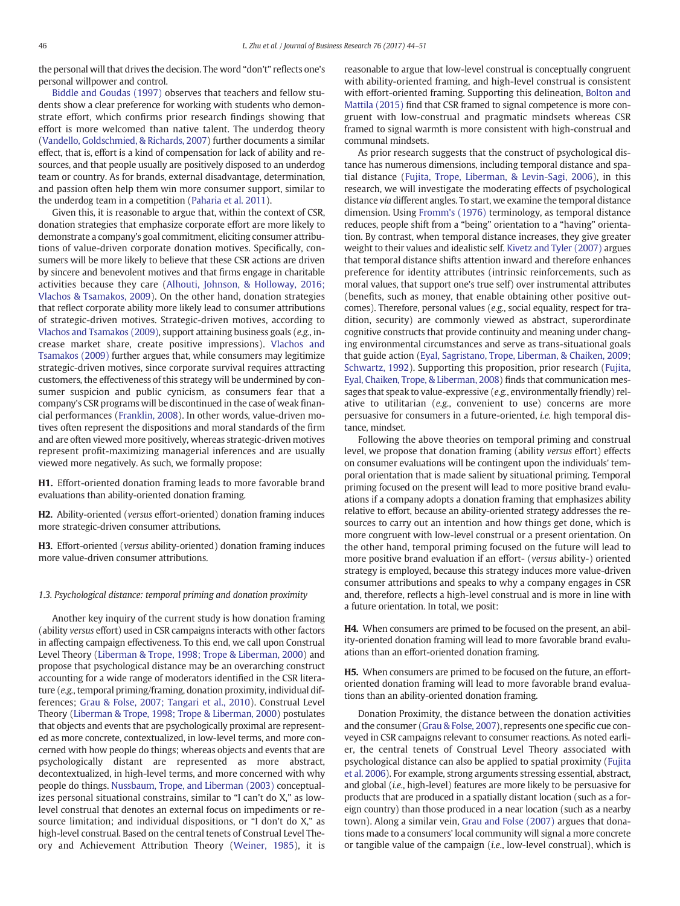the personal will that drives the decision. The word "don't" reflects one's personal willpower and control.

Biddle and Goudas (1997) observes that teachers and fellow students show a clear preference for working with students who demonstrate effort, which confirms prior research findings showing that effort is more welcomed than native talent. The underdog theory (Vandello, Goldschmied, & Richards, 2007) further documents a similar effect, that is, effort is a kind of compensation for lack of ability and resources, and that people usually are positively disposed to an underdog team or country. As for brands, external disadvantage, determination, and passion often help them win more consumer support, similar to the underdog team in a competition (Paharia et al. 2011).

Given this, it is reasonable to argue that, within the context of CSR, donation strategies that emphasize corporate effort are more likely to demonstrate a company's goal commitment, eliciting consumer attributions of value-driven corporate donation motives. Specifically, consumers will be more likely to believe that these CSR actions are driven by sincere and benevolent motives and that firms engage in charitable activities because they care (Alhouti, Johnson, & Holloway, 2016; Vlachos & Tsamakos, 2009). On the other hand, donation strategies that reflect corporate ability more likely lead to consumer attributions of strategic-driven motives. Strategic-driven motives, according to Vlachos and Tsamakos (2009), support attaining business goals (*e.g.*, increase market share, create positive impressions). Vlachos and Tsamakos (2009) further argues that, while consumers may legitimize strategic-driven motives, since corporate survival requires attracting customers, the effectiveness of this strategy will be undermined by consumer suspicion and public cynicism, as consumers fear that a company's CSR programs will be discontinued in the case of weak financial performances (Franklin, 2008). In other words, value-driven motives often represent the dispositions and moral standards of the firm and are often viewed more positively, whereas strategic-driven motives represent profit-maximizing managerial inferences and are usually viewed more negatively. As such, we formally propose:

**H1.** Effort-oriented donation framing leads to more favorable brand evaluations than ability-oriented donation framing.

**H2.** Ability-oriented (*versus* effort-oriented) donation framing induces more strategic-driven consumer attributions.

**H3.** Effort-oriented (*versus* ability-oriented) donation framing induces more value-driven consumer attributions.

### 1.3. Psychological distance: temporal priming and donation proximity

Another key inquiry of the current study is how donation framing (ability *versus* effort) used in CSR campaigns interacts with other factors in affecting campaign effectiveness. To this end, we call upon Construal Level Theory (Liberman & Trope, 1998; Trope & Liberman, 2000) and propose that psychological distance may be an overarching construct accounting for a wide range of moderators identified in the CSR literature (*e.g.*, temporal priming/framing, donation proximity, individual differences; Grau & Folse, 2007; Tangari et al., 2010). Construal Level Theory (Liberman & Trope, 1998; Trope & Liberman, 2000) postulates that objects and events that are psychologically proximal are represented as more concrete, contextualized, in low-level terms, and more concerned with how people do things; whereas objects and events that are psychologically distant are represented as more abstract, decontextualized, in high-level terms, and more concerned with why people do things. Nussbaum, Trope, and Liberman (2003) conceptualizes personal situational constrains, similar to "I can't do X," as low-level construal that denotes an external focus on impediments or resource limitation; and individual dispositions, or "I don't do X," as high-level construal. Based on the central tenets of Construal Level Theory and Achievement Attribution Theory (Weiner, 1985), it is reasonable to argue that low-level construal is conceptually congruent with ability-oriented framing, and high-level construal is consistent with effort-oriented framing. Supporting this delineation, Bolton and Mattila (2015) find that CSR framed to signal competence is more congruent with low-construal and pragmatic mindsets whereas CSR framed to signal warmth is more consistent with high-construal and communal mindsets.

As prior research suggests that the construct of psychological distance has numerous dimensions, including temporal distance and spatial distance (Fujita, Trope, Liberman, & Levin-Sagi, 2006), in this research, we will investigate the moderating effects of psychological distance *via* different angles. To start, we examine the temporal distance dimension. Using Fromm's (1976) terminology, as temporal distance reduces, people shift from a "being" orientation to a "having" orientation. By contrast, when temporal distance increases, they give greater weight to their values and idealistic self. Kivetz and Tyler (2007) argues that temporal distance shifts attention inward and therefore enhances preference for identity attributes (intrinsic reinforcements, such as moral values, that support one's true self) over instrumental attributes (benefits, such as money, that enable obtaining other positive outcomes). Therefore, personal values (*e.g.*, social equality, respect for tradition, security) are commonly viewed as abstract, superordinate cognitive constructs that provide continuity and meaning under changing environmental circumstances and serve as trans-situational goals that guide action (Eyal, Sagristano, Trope, Liberman, & Chaiken, 2009; Schwartz, 1992). Supporting this proposition, prior research (Fujita, Eyal, Chaiken, Trope, & Liberman, 2008) finds that communication messages that speak to value-expressive (*e.g.*, environmentally friendly) relative to utilitarian (*e.g.*, convenient to use) concerns are more persuasive for consumers in a future-oriented, *i.e.* high temporal distance, mindset.

Following the above theories on temporal priming and construal level, we propose that donation framing (ability *versus* effort) effects on consumer evaluations will be contingent upon the individuals' temporal orientation that is made salient by situational priming. Temporal priming focused on the present will lead to more positive brand evaluations if a company adopts a donation framing that emphasizes ability relative to effort, because an ability-oriented strategy addresses the resources to carry out an intention and how things get done, which is more congruent with low-level construal or a present orientation. On the other hand, temporal priming focusing on the future will lead to more positive brand evaluation if an effort- (*versus* ability-) oriented strategy is employed, because this strategy induces more value-driven consumer attributions and speaks to why a company engages in CSR and, therefore, reflects a high-level construal and is more in line with a future orientation. In total, we posit:

**H4.** When consumers are primed to be focused on the present, an ability-oriented donation framing will lead to more favorable brand evaluations than an effort-oriented donation framing.

**H5.** When consumers are primed to be focused on the future, an effort-oriented donation framing will lead to more favorable brand evaluations than an ability-oriented donation framing.

Donation Proximity, the distance between the donation activities and the consumer (Grau & Folse, 2007), represents one specific cue conveyed in CSR campaigns relevant to consumer reactions. As noted earlier, the central tenets of Construal Level Theory associated with psychological distance can also be applied to spatial proximity (Fujita et al. 2006). For example, strong arguments stressing essential, abstract, and global (*i.e.*, high-level) features are more likely to be persuasive for products that are produced in a spatially distant location (such as a foreign country) than those produced in a near location (such as a nearby town). Along a similar vein, Grau and Folse (2007) argues that donations made to a consumers' local community will signal a more concrete or tangible value of the campaign (*i.e.*, low-level construal), which is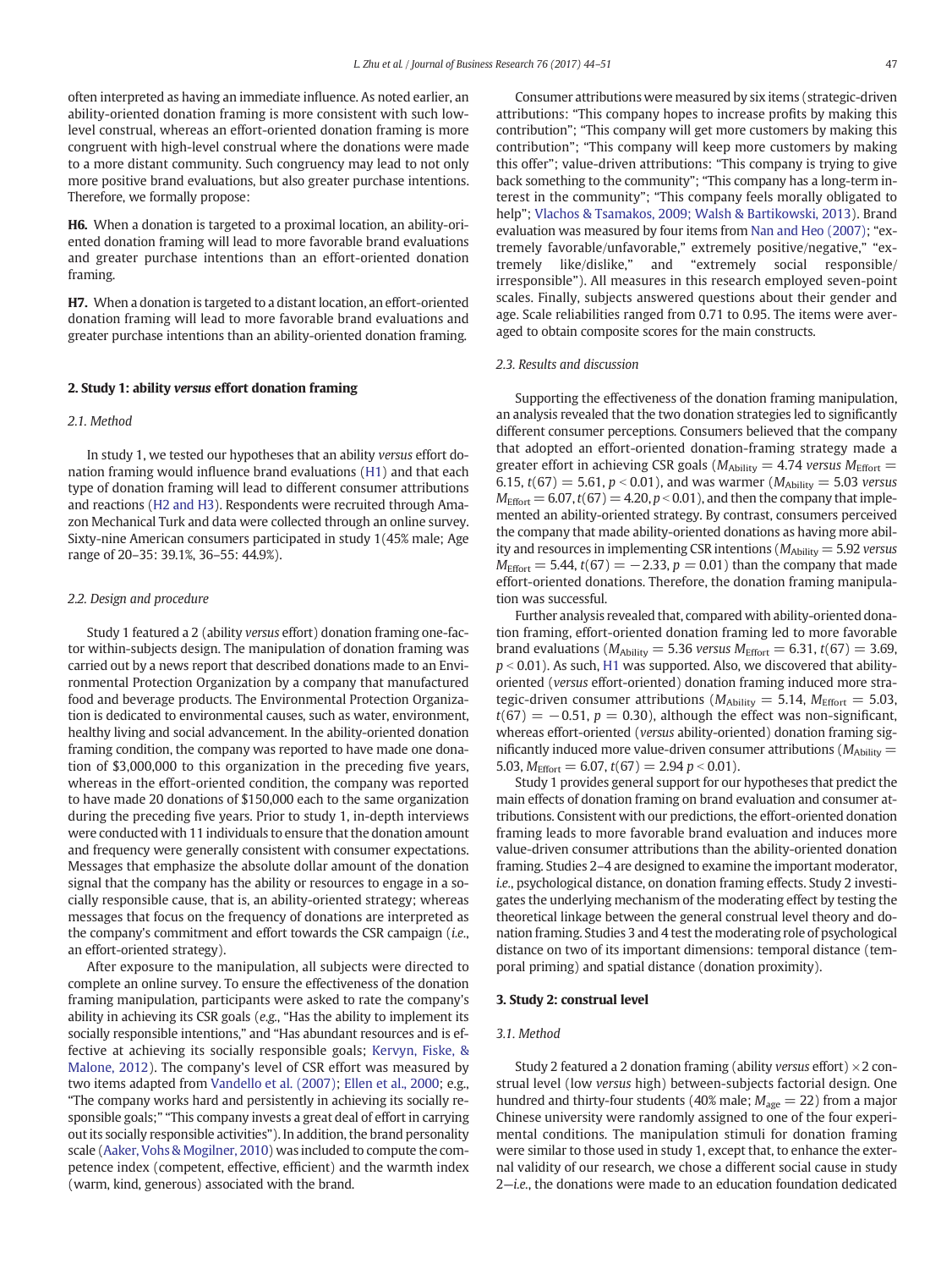often interpreted as having an immediate influence. As noted earlier, an ability-oriented donation framing is more consistent with such low-level construal, whereas an effort-oriented donation framing is more congruent with high-level construal where the donations were made to a more distant community. Such congruency may lead to not only more positive brand evaluations, but also greater purchase intentions. Therefore, we formally propose:

**H6.** When a donation is targeted to a proximal location, an ability-oriented donation framing will lead to more favorable brand evaluations and greater purchase intentions than an effort-oriented donation framing.

**H7.** When a donation is targeted to a distant location, an effort-oriented donation framing will lead to more favorable brand evaluations and greater purchase intentions than an ability-oriented donation framing.

## 2. Study 1: ability *versus* effort donation framing

### 2.1. Method

In study 1, we tested our hypotheses that an ability *versus* effort donation framing would influence brand evaluations (H1) and that each type of donation framing will lead to different consumer attributions and reactions (H2 and H3). Respondents were recruited through Amazon Mechanical Turk and data were collected through an online survey. Sixty-nine American consumers participated in study 1(45% male; Age range of 20–35: 39.1%, 36–55: 44.9%).

### 2.2. Design and procedure

Study 1 featured a 2 (ability *versus* effort) donation framing one-factor within-subjects design. The manipulation of donation framing was carried out by a news report that described donations made to an Environmental Protection Organization by a company that manufactured food and beverage products. The Environmental Protection Organization is dedicated to environmental causes, such as water, environment, healthy living and social advancement. In the ability-oriented donation framing condition, the company was reported to have made one donation of \$3,000,000 to this organization in the preceding five years, whereas in the effort-oriented condition, the company was reported to have made 20 donations of \$150,000 each to the same organization during the preceding five years. Prior to study 1, in-depth interviews were conducted with 11 individuals to ensure that the donation amount and frequency were generally consistent with consumer expectations. Messages that emphasize the absolute dollar amount of the donation signal that the company has the ability or resources to engage in a socially responsible cause, that is, an ability-oriented strategy; whereas messages that focus on the frequency of donations are interpreted as the company's commitment and effort towards the CSR campaign (*i.e.*, an effort-oriented strategy).

After exposure to the manipulation, all subjects were directed to complete an online survey. To ensure the effectiveness of the donation framing manipulation, participants were asked to rate the company's ability in achieving its CSR goals (*e.g.*, "Has the ability to implement its socially responsible intentions," and "Has abundant resources and is effective at achieving its socially responsible goals; Kervyn, Fiske, & Malone, 2012). The company's level of CSR effort was measured by two items adapted from Vandello et al. (2007); Ellen et al., 2000; e.g., "The company works hard and persistently in achieving its socially responsible goals;" "This company invests a great deal of effort in carrying out its socially responsible activities"). In addition, the brand personality scale (Aaker, Vohs & Mogilner, 2010) was included to compute the competence index (competent, effective, efficient) and the warmth index (warm, kind, generous) associated with the brand.

Consumer attributions were measured by six items (strategic-driven attributions: "This company hopes to increase profits by making this contribution"; "This company will get more customers by making this contribution"; "This company will keep more customers by making this offer"; value-driven attributions: "This company is trying to give back something to the community"; "This company has a long-term interest in the community"; "This company feels morally obligated to help"; Vlachos & Tsamakos, 2009; Walsh & Bartikowski, 2013). Brand evaluation was measured by four items from Nan and Heo (2007); "extremely favorable/unfavorable," extremely positive/negative," "extremely like/dislike," and "extremely social responsible/irresponsible"). All measures in this research employed seven-point scales. Finally, subjects answered questions about their gender and age. Scale reliabilities ranged from 0.71 to 0.95. The items were averaged to obtain composite scores for the main constructs.

### 2.3. Results and discussion

Supporting the effectiveness of the donation framing manipulation, an analysis revealed that the two donation strategies led to significantly different consumer perceptions. Consumers believed that the company that adopted an effort-oriented donation-framing strategy made a greater effort in achieving CSR goals ($M_{\text{Ability}} = 4.74$ *versus* $M_{\text{Effort}} = 6.15$, $t(67) = 5.61$, $p < 0.01$), and was warmer ($M_{\text{Ability}} = 5.03$ *versus* $M_{\text{Effort}} = 6.07$, $t(67) = 4.20$, $p < 0.01$), and then the company that implemented an ability-oriented strategy. By contrast, consumers perceived the company that made ability-oriented donations as having more ability and resources in implementing CSR intentions ($M_{\text{Ability}} = 5.92$ *versus* $M_{\text{Effort}} = 5.44$, $t(67) = -2.33$, $p = 0.01$) than the company that made effort-oriented donations. Therefore, the donation framing manipulation was successful.

Further analysis revealed that, compared with ability-oriented donation framing, effort-oriented donation framing led to more favorable brand evaluations ($M_{\text{Ability}} = 5.36$ *versus* $M_{\text{Effort}} = 6.31$, $t(67) = 3.69$, $p < 0.01$). As such, H1 was supported. Also, we discovered that ability-oriented (*versus* effort-oriented) donation framing induced more strategic-driven consumer attributions ($M_{\text{Ability}} = 5.14$, $M_{\text{Effort}} = 5.03$, $t(67) = -0.51$, $p = 0.30$), although the effect was non-significant, whereas effort-oriented (*versus* ability-oriented) donation framing significantly induced more value-driven consumer attributions ($M_{\text{Ability}} = 5.03$, $M_{\text{Effort}} = 6.07$, $t(67) = 2.94$ $p < 0.01$).

Study 1 provides general support for our hypotheses that predict the main effects of donation framing on brand evaluation and consumer attributions. Consistent with our predictions, the effort-oriented donation framing leads to more favorable brand evaluation and induces more value-driven consumer attributions than the ability-oriented donation framing. Studies 2–4 are designed to examine the important moderator, *i.e.*, psychological distance, on donation framing effects. Study 2 investigates the underlying mechanism of the moderating effect by testing the theoretical linkage between the general construal level theory and donation framing. Studies 3 and 4 test the moderating role of psychological distance on two of its important dimensions: temporal distance (temporal priming) and spatial distance (donation proximity).

## 3. Study 2: construal level

### 3.1. Method

Study 2 featured a 2 donation framing (ability *versus* effort) × 2 construal level (low *versus* high) between-subjects factorial design. One hundred and thirty-four students (40% male; $M_{\text{age}} = 22$) from a major Chinese university were randomly assigned to one of the four experimental conditions. The manipulation stimuli for donation framing were similar to those used in study 1, except that, to enhance the external validity of our research, we chose a different social cause in study 2—*i.e.*, the donations were made to an education foundation dedicated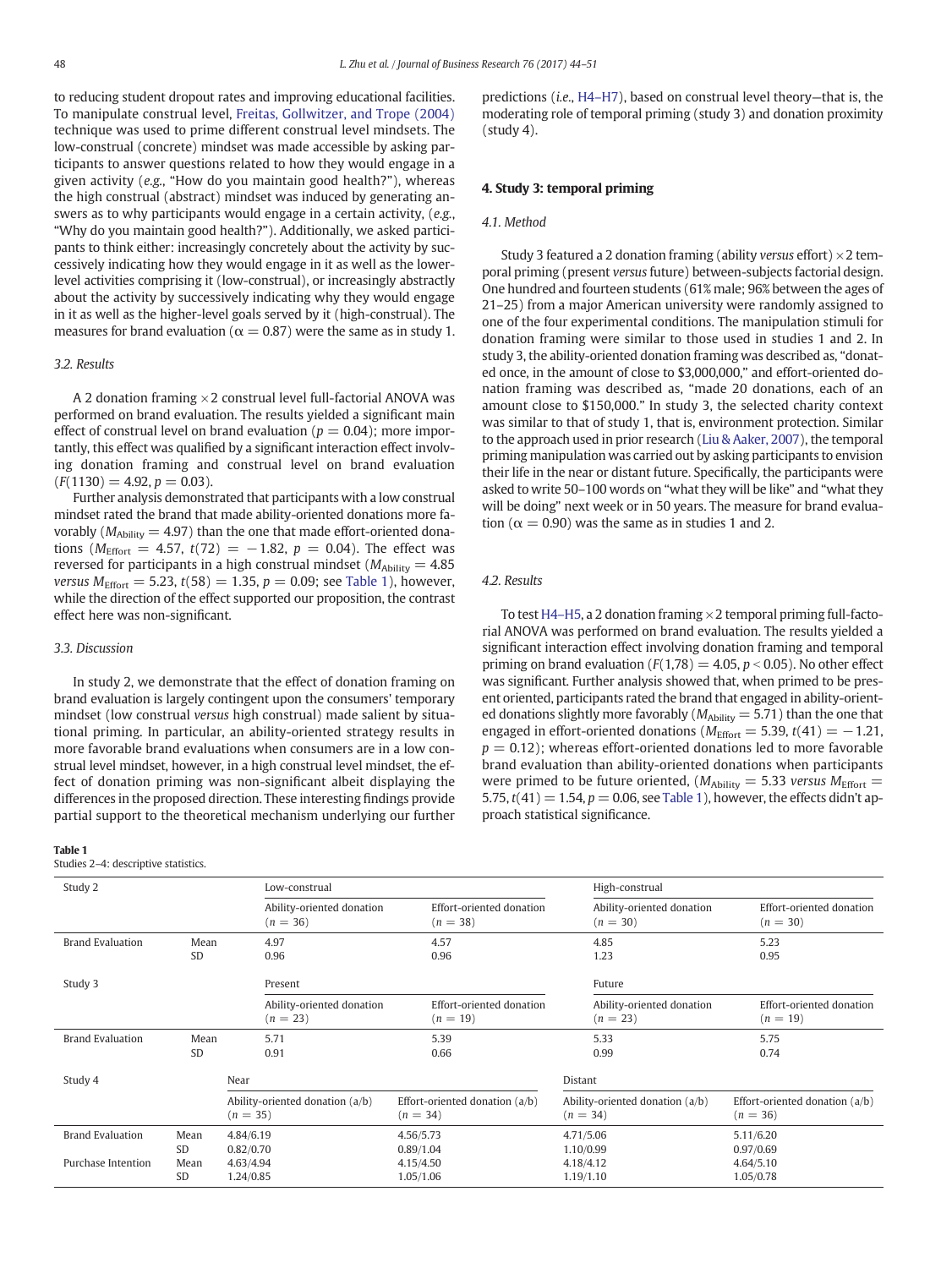to reducing student dropout rates and improving educational facilities. To manipulate construal level, Freitas, Gollwitzer, and Trope (2004) technique was used to prime different construal level mindsets. The low-construal (concrete) mindset was made accessible by asking participants to answer questions related to how they would engage in a given activity (*e.g.*, "How do you maintain good health?"), whereas the high construal (abstract) mindset was induced by generating answers as to why participants would engage in a certain activity, (*e.g.*, "Why do you maintain good health?"). Additionally, we asked participants to think either: increasingly concretely about the activity by successively indicating how they would engage in it as well as the lower-level activities comprising it (low-construal), or increasingly abstractly about the activity by successively indicating why they would engage in it as well as the higher-level goals served by it (high-construal). The measures for brand evaluation ($\alpha = 0.87$) were the same as in study 1.

### 3.2. Results

A 2 donation framing × 2 construal level full-factorial ANOVA was performed on brand evaluation. The results yielded a significant main effect of construal level on brand evaluation ($p = 0.04$); more importantly, this effect was qualified by a significant interaction effect involving donation framing and construal level on brand evaluation ($F(1130) = 4.92$, $p = 0.03$).

Further analysis demonstrated that participants with a low construal mindset rated the brand that made ability-oriented donations more favorably ($M_{\text{Ability}} = 4.97$) than the one that made effort-oriented donations ($M_{\text{Effort}} = 4.57$, $t(72) = -1.82$, $p = 0.04$). The effect was reversed for participants in a high construal mindset ($M_{\text{Ability}} = 4.85$ *versus* $M_{\text{Effort}} = 5.23$, $t(58) = 1.35$, $p = 0.09$; see Table 1), however, while the direction of the effect supported our proposition, the contrast effect here was non-significant.

### 3.3. Discussion

In study 2, we demonstrate that the effect of donation framing on brand evaluation is largely contingent upon the consumers' temporary mindset (low construal *versus* high construal) made salient by situational priming. In particular, an ability-oriented strategy results in more favorable brand evaluations when consumers are in a low construal level mindset, however, in a high construal level mindset, the effect of donation priming was non-significant albeit displaying the differences in the proposed direction. These interesting findings provide partial support to the theoretical mechanism underlying our further predictions (*i.e.*, H4–H7), based on construal level theory—that is, the moderating role of temporal priming (study 3) and donation proximity (study 4).

## 4. Study 3: temporal priming

### 4.1. Method

Study 3 featured a 2 donation framing (ability *versus* effort) × 2 temporal priming (present *versus* future) between-subjects factorial design. One hundred and fourteen students (61% male; 96% between the ages of 21–25) from a major American university were randomly assigned to one of the four experimental conditions. The manipulation stimuli for donation framing were similar to those used in studies 1 and 2. In study 3, the ability-oriented donation framing was described as, "donated once, in the amount of close to \$3,000,000," and effort-oriented donation framing was described as, "made 20 donations, each of an amount close to \$150,000." In study 3, the selected charity context was similar to that of study 1, that is, environment protection. Similar to the approach used in prior research (Liu & Aaker, 2007), the temporal priming manipulation was carried out by asking participants to envision their life in the near or distant future. Specifically, the participants were asked to write 50–100 words on "what they will be like" and "what they will be doing" next week or in 50 years. The measure for brand evaluation ($\alpha = 0.90$) was the same as in studies 1 and 2.

### 4.2. Results

To test H4–H5, a 2 donation framing × 2 temporal priming full-factorial ANOVA was performed on brand evaluation. The results yielded a significant interaction effect involving donation framing and temporal priming on brand evaluation ($F(1,78) = 4.05$, $p < 0.05$). No other effect was significant. Further analysis showed that, when primed to be present oriented, participants rated the brand that engaged in ability-oriented donations slightly more favorably ($M_{\text{Ability}} = 5.71$) than the one that engaged in effort-oriented donations ($M_{\text{Effort}} = 5.39$, $t(41) = -1.21$, $p = 0.12$); whereas effort-oriented donations led to more favorable brand evaluation than ability-oriented donations when participants were primed to be future oriented, ($M_{\text{Ability}} = 5.33$ *versus* $M_{\text{Effort}} = 5.75$, $t(41) = 1.54$, $p = 0.06$, see Table 1), however, the effects didn't approach statistical significance.

**Table 1**
Studies 2–4: descriptive statistics.

| Study 2 | | Low-construal | | High-construal | |
|---|---|---|---|---|---|
| | | Ability-oriented donation ($n = 36$) | Effort-oriented donation ($n = 38$) | Ability-oriented donation ($n = 30$) | Effort-oriented donation ($n = 30$) |
| Brand Evaluation | Mean | 4.97 | 4.57 | 4.85 | 5.23 |
| | SD | 0.96 | 0.96 | 1.23 | 0.95 |
| **Study 3** | | Present | | Future | |
| | | Ability-oriented donation ($n = 23$) | Effort-oriented donation ($n = 19$) | Ability-oriented donation ($n = 23$) | Effort-oriented donation ($n = 19$) |
| Brand Evaluation | Mean | 5.71 | 5.39 | 5.33 | 5.75 |
| | SD | 0.91 | 0.66 | 0.99 | 0.74 |
| **Study 4** | | Near | | Distant | |
| | | Ability-oriented donation (a/b) ($n = 35$) | Effort-oriented donation (a/b) ($n = 34$) | Ability-oriented donation (a/b) ($n = 34$) | Effort-oriented donation (a/b) ($n = 36$) |
| Brand Evaluation | Mean | 4.84/6.19 | 4.56/5.73 | 4.71/5.06 | 5.11/6.20 |
| | SD | 0.82/0.70 | 0.89/1.04 | 1.10/0.99 | 0.97/0.69 |
| Purchase Intention | Mean | 4.63/4.94 | 4.15/4.50 | 4.18/4.12 | 4.64/5.10 |
| | SD | 1.24/0.85 | 1.05/1.06 | 1.19/1.10 | 1.05/0.78 |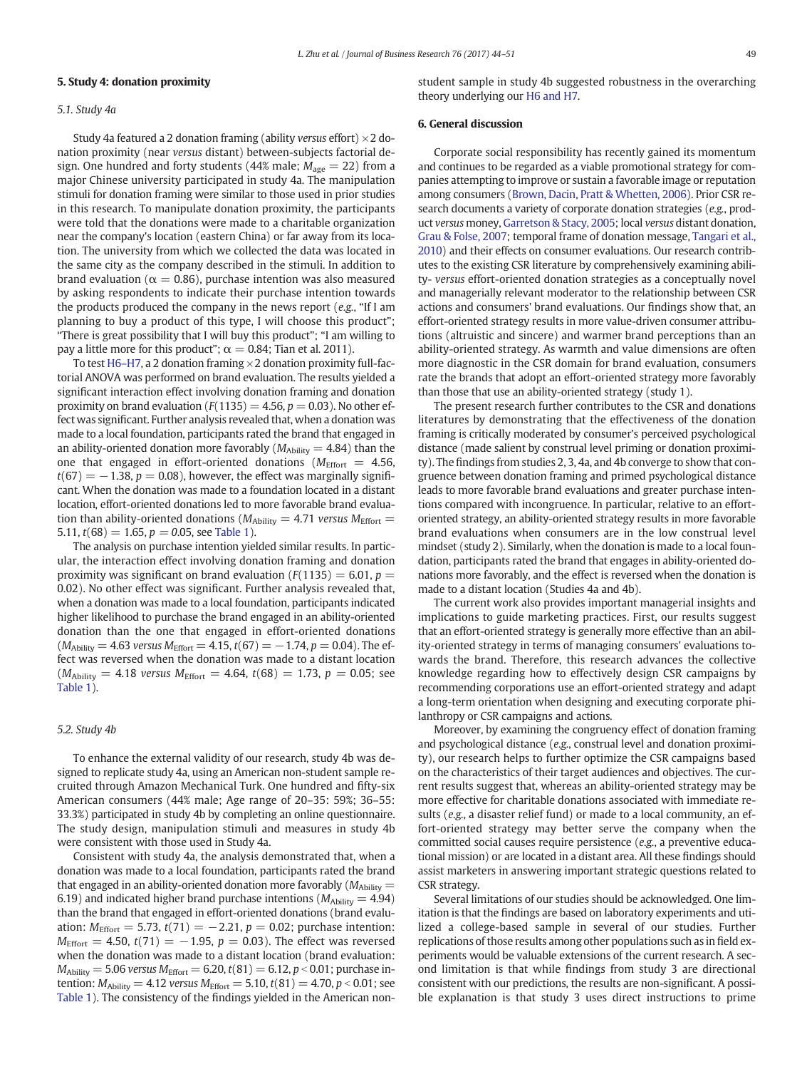## 5. Study 4: donation proximity

### 5.1. Study 4a

Study 4a featured a 2 donation framing (ability *versus* effort) × 2 donation proximity (near *versus* distant) between-subjects factorial design. One hundred and forty students (44% male; $M_{age} = 22$) from a major Chinese university participated in study 4a. The manipulation stimuli for donation framing were similar to those used in prior studies in this research. To manipulate donation proximity, the participants were told that the donations were made to a charitable organization near the company's location (eastern China) or far away from its location. The university from which we collected the data was located in the same city as the company described in the stimuli. In addition to brand evaluation ($\alpha = 0.86$), purchase intention was also measured by asking respondents to indicate their purchase intention towards the products produced the company in the news report (*e.g.*, "If I am planning to buy a product of this type, I will choose this product"; "There is great possibility that I will buy this product"; "I am willing to pay a little more for this product"; $\alpha = 0.84$; Tian et al. 2011).

To test H6–H7, a 2 donation framing × 2 donation proximity full-factorial ANOVA was performed on brand evaluation. The results yielded a significant interaction effect involving donation framing and donation proximity on brand evaluation ($F(1135) = 4.56$, $p = 0.03$). No other effect was significant. Further analysis revealed that, when a donation was made to a local foundation, participants rated the brand that engaged in an ability-oriented donation more favorably ($M_{Ability} = 4.84$) than the one that engaged in effort-oriented donations ($M_{Effort} = 4.56$, $t(67) = -1.38$, $p = 0.08$), however, the effect was marginally significant. When the donation was made to a foundation located in a distant location, effort-oriented donations led to more favorable brand evaluation than ability-oriented donations ($M_{Ability} = 4.71$ *versus* $M_{Effort} = 5.11$, $t(68) = 1.65$, $p = 0.05$, see Table 1).

The analysis on purchase intention yielded similar results. In particular, the interaction effect involving donation framing and donation proximity was significant on brand evaluation ($F(1135) = 6.01$, $p = 0.02$). No other effect was significant. Further analysis revealed that, when a donation was made to a local foundation, participants indicated higher likelihood to purchase the brand engaged in an ability-oriented donation than the one that engaged in effort-oriented donations ($M_{Ability} = 4.63$ *versus* $M_{Effort} = 4.15$, $t(67) = -1.74$, $p = 0.04$). The effect was reversed when the donation was made to a distant location ($M_{Ability} = 4.18$ *versus* $M_{Effort} = 4.64$, $t(68) = 1.73$, $p = 0.05$; see Table 1).

### 5.2. Study 4b

To enhance the external validity of our research, study 4b was designed to replicate study 4a, using an American non-student sample recruited through Amazon Mechanical Turk. One hundred and fifty-six American consumers (44% male; Age range of 20–35: 59%; 36–55: 33.3%) participated in study 4b by completing an online questionnaire. The study design, manipulation stimuli and measures in study 4b were consistent with those used in Study 4a.

Consistent with study 4a, the analysis demonstrated that, when a donation was made to a local foundation, participants rated the brand that engaged in an ability-oriented donation more favorably ($M_{Ability} = 6.19$) and indicated higher brand purchase intentions ($M_{Ability} = 4.94$) than the brand that engaged in effort-oriented donations (brand evaluation: $M_{Effort} = 5.73$, $t(71) = -2.21$, $p = 0.02$; purchase intention: $M_{Effort} = 4.50$, $t(71) = -1.95$, $p = 0.03$). The effect was reversed when the donation was made to a distant location (brand evaluation: $M_{Ability} = 5.06$ *versus* $M_{Effort} = 6.20$, $t(81) = 6.12$, $p < 0.01$; purchase intention: $M_{Ability} = 4.12$ *versus* $M_{Effort} = 5.10$, $t(81) = 4.70$, $p < 0.01$; see Table 1). The consistency of the findings yielded in the American non-student sample in study 4b suggested robustness in the overarching theory underlying our H6 and H7.

## 6. General discussion

Corporate social responsibility has recently gained its momentum and continues to be regarded as a viable promotional strategy for companies attempting to improve or sustain a favorable image or reputation among consumers (Brown, Dacin, Pratt & Whetten, 2006). Prior CSR research documents a variety of corporate donation strategies (*e.g.*, product *versus* money, Garretson & Stacy, 2005; local *versus* distant donation, Grau & Folse, 2007; temporal frame of donation message, Tangari et al., 2010) and their effects on consumer evaluations. Our research contributes to the existing CSR literature by comprehensively examining ability- *versus* effort-oriented donation strategies as a conceptually novel and managerially relevant moderator to the relationship between CSR actions and consumers' brand evaluations. Our findings show that, an effort-oriented strategy results in more value-driven consumer attributions (altruistic and sincere) and warmer brand perceptions than an ability-oriented strategy. As warmth and value dimensions are often more diagnostic in the CSR domain for brand evaluation, consumers rate the brands that adopt an effort-oriented strategy more favorably than those that use an ability-oriented strategy (study 1).

The present research further contributes to the CSR and donations literatures by demonstrating that the effectiveness of the donation framing is critically moderated by consumer's perceived psychological distance (made salient by construal level priming or donation proximity). The findings from studies 2, 3, 4a, and 4b converge to show that congruence between donation framing and primed psychological distance leads to more favorable brand evaluations and greater purchase intentions compared with incongruence. In particular, relative to an effort-oriented strategy, an ability-oriented strategy results in more favorable brand evaluations when consumers are in the low construal level mindset (study 2). Similarly, when the donation is made to a local foundation, participants rated the brand that engages in ability-oriented donations more favorably, and the effect is reversed when the donation is made to a distant location (Studies 4a and 4b).

The current work also provides important managerial insights and implications to guide marketing practices. First, our results suggest that an effort-oriented strategy is generally more effective than an ability-oriented strategy in terms of managing consumers' evaluations towards the brand. Therefore, this research advances the collective knowledge regarding how to effectively design CSR campaigns by recommending corporations use an effort-oriented strategy and adapt a long-term orientation when designing and executing corporate philanthropy or CSR campaigns and actions.

Moreover, by examining the congruency effect of donation framing and psychological distance (*e.g.*, construal level and donation proximity), our research helps to further optimize the CSR campaigns based on the characteristics of their target audiences and objectives. The current results suggest that, whereas an ability-oriented strategy may be more effective for charitable donations associated with immediate results (*e.g.*, a disaster relief fund) or made to a local community, an effort-oriented strategy may better serve the company when the committed social causes require persistence (*e.g.*, a preventive educational mission) or are located in a distant area. All these findings should assist marketers in answering important strategic questions related to CSR strategy.

Several limitations of our studies should be acknowledged. One limitation is that the findings are based on laboratory experiments and utilized a college-based sample in several of our studies. Further replications of those results among other populations such as in field experiments would be valuable extensions of the current research. A second limitation is that while findings from study 3 are directional consistent with our predictions, the results are non-significant. A possible explanation is that study 3 uses direct instructions to prime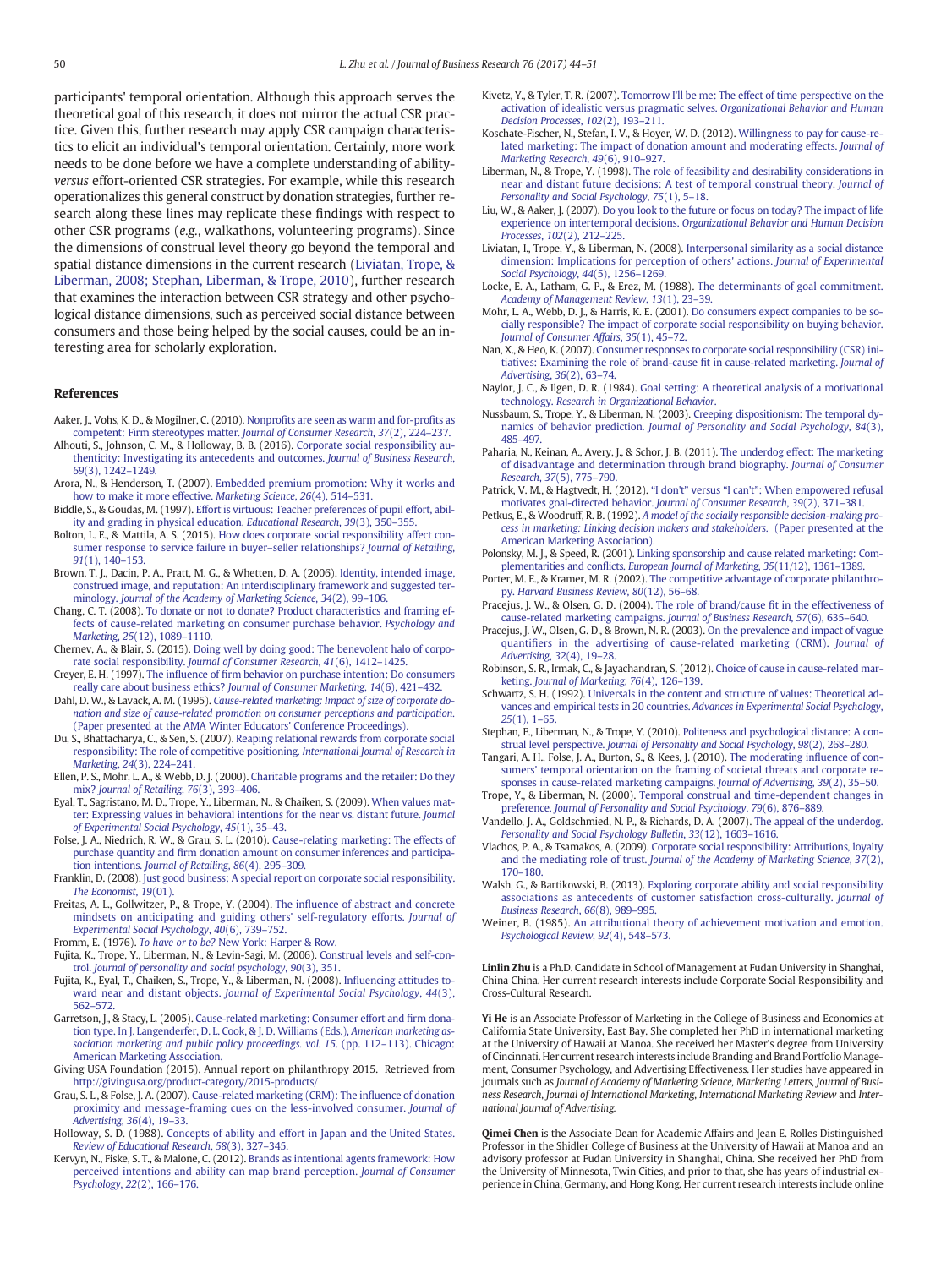participants' temporal orientation. Although this approach serves the theoretical goal of this research, it does not mirror the actual CSR practice. Given this, further research may apply CSR campaign characteristics to elicit an individual's temporal orientation. Certainly, more work needs to be done before we have a complete understanding of ability-*versus* effort-oriented CSR strategies. For example, while this research operationalizes this general construct by donation strategies, further research along these lines may replicate these findings with respect to other CSR programs (*e.g.*, walkathons, volunteering programs). Since the dimensions of construal level theory go beyond the temporal and spatial distance dimensions in the current research (Liviatan, Trope, & Liberman, 2008; Stephan, Liberman, & Trope, 2010), further research that examines the interaction between CSR strategy and other psychological distance dimensions, such as perceived social distance between consumers and those being helped by the social causes, could be an interesting area for scholarly exploration.

## References

Aaker, J., Vohs, K. D., & Mogilner, C. (2010). Nonprofits are seen as warm and for-profits as competent: Firm stereotypes matter. *Journal of Consumer Research*, *37*(2), 224–237.

Alhouti, S., Johnson, C. M., & Holloway, B. B. (2016). Corporate social responsibility authenticity: Investigating its antecedents and outcomes. *Journal of Business Research*, *69*(3), 1242–1249.

Arora, N., & Henderson, T. (2007). Embedded premium promotion: Why it works and how to make it more effective. *Marketing Science*, *26*(4), 514–531.

Biddle, S., & Goudas, M. (1997). Effort is virtuous: Teacher preferences of pupil effort, ability and grading in physical education. *Educational Research*, *39*(3), 350–355.

Bolton, L. E., & Mattila, A. S. (2015). How does corporate social responsibility affect consumer response to service failure in buyer–seller relationships? *Journal of Retailing*, *91*(1), 140–153.

Brown, T. J., Dacin, P. A., Pratt, M. G., & Whetten, D. A. (2006). Identity, intended image, construed image, and reputation: An interdisciplinary framework and suggested terminology. *Journal of the Academy of Marketing Science*, *34*(2), 99–106.

Chang, C. T. (2008). To donate or not to donate? Product characteristics and framing effects of cause-related marketing on consumer purchase behavior. *Psychology and Marketing*, *25*(12), 1089–1110.

Chernev, A., & Blair, S. (2015). Doing well by doing good: The benevolent halo of corporate social responsibility. *Journal of Consumer Research*, *41*(6), 1412–1425.

Creyer, E. H. (1997). The influence of firm behavior on purchase intention: Do consumers really care about business ethics? *Journal of Consumer Marketing*, *14*(6), 421–432.

Dahl, D. W., & Lavack, A. M. (1995). *Cause-related marketing: Impact of size of corporate donation and size of cause-related promotion on consumer perceptions and participation.* (Paper presented at the AMA Winter Educators' Conference Proceedings).

Du, S., Bhattacharya, C., & Sen, S. (2007). Reaping relational rewards from corporate social responsibility: The role of competitive positioning. *International Journal of Research in Marketing*, *24*(3), 224–241.

Ellen, P. S., Mohr, L. A., & Webb, D. J. (2000). Charitable programs and the retailer: Do they mix? *Journal of Retailing*, *76*(3), 393–406.

Eyal, T., Sagristano, M. D., Trope, Y., Liberman, N., & Chaiken, S. (2009). When values matter: Expressing values in behavioral intentions for the near vs. distant future. *Journal of Experimental Social Psychology*, *45*(1), 35–43.

Folse, J. A., Niedrich, R. W., & Grau, S. L. (2010). Cause-relating marketing: The effects of purchase quantity and firm donation amount on consumer inferences and participation intentions. *Journal of Retailing*, *86*(4), 295–309.

Franklin, D. (2008). Just good business: A special report on corporate social responsibility. *The Economist*, *19*(01).

Freitas, A. L., Gollwitzer, P., & Trope, Y. (2004). The influence of abstract and concrete mindsets on anticipating and guiding others' self-regulatory efforts. *Journal of Experimental Social Psychology*, *40*(6), 739–752.

Fromm, E. (1976). *To have or to be?* New York: Harper & Row.

Fujita, K., Trope, Y., Liberman, N., & Levin-Sagi, M. (2006). Construal levels and self-control. *Journal of personality and social psychology*, *90*(3), 351.

Fujita, K., Eyal, T., Chaiken, S., Trope, Y., & Liberman, N. (2008). Influencing attitudes toward near and distant objects. *Journal of Experimental Social Psychology*, *44*(3), 562–572.

Garretson, J., & Stacy, L. (2005). Cause-related marketing: Consumer effort and firm donation type. In J. Langenderfer, D. L. Cook, & J. D. Williams (Eds.), *American marketing association marketing and public policy proceedings. vol. 15.* (pp. 112–113). Chicago: American Marketing Association.

Giving USA Foundation (2015). Annual report on philanthropy 2015. Retrieved from http://givingusa.org/product-category/2015-products/

Grau, S. L., & Folse, J. A. (2007). Cause-related marketing (CRM): The influence of donation proximity and message-framing cues on the less-involved consumer. *Journal of Advertising*, *36*(4), 19–33.

Holloway, S. D. (1988). Concepts of ability and effort in Japan and the United States. *Review of Educational Research*, *58*(3), 327–345.

Kervyn, N., Fiske, S. T., & Malone, C. (2012). Brands as intentional agents framework: How perceived intentions and ability can map brand perception. *Journal of Consumer Psychology*, *22*(2), 166–176.

Kivetz, Y., & Tyler, T. R. (2007). Tomorrow I'll be me: The effect of time perspective on the activation of idealistic versus pragmatic selves. *Organizational Behavior and Human Decision Processes*, *102*(2), 193–211.

Koschate-Fischer, N., Stefan, I. V., & Hoyer, W. D. (2012). Willingness to pay for cause-related marketing: The impact of donation amount and moderating effects. *Journal of Marketing Research*, *49*(6), 910–927.

Liberman, N., & Trope, Y. (1998). The role of feasibility and desirability considerations in near and distant future decisions: A test of temporal construal theory. *Journal of Personality and Social Psychology*, *75*(1), 5–18.

Liu, W., & Aaker, J. (2007). Do you look to the future or focus on today? The impact of life experience on intertemporal decisions. *Organizational Behavior and Human Decision Processes*, *102*(2), 212–225.

Liviatan, I., Trope, Y., & Liberman, N. (2008). Interpersonal similarity as a social distance dimension: Implications for perception of others' actions. *Journal of Experimental Social Psychology*, *44*(5), 1256–1269.

Locke, E. A., Latham, G. P., & Erez, M. (1988). The determinants of goal commitment. *Academy of Management Review*, *13*(1), 23–39.

Mohr, L. A., Webb, D. J., & Harris, K. E. (2001). Do consumers expect companies to be socially responsible? The impact of corporate social responsibility on buying behavior. *Journal of Consumer Affairs*, *35*(1), 45–72.

Nan, X., & Heo, K. (2007). Consumer responses to corporate social responsibility (CSR) initiatives: Examining the role of brand-cause fit in cause-related marketing. *Journal of Advertising*, *36*(2), 63–74.

Naylor, J. C., & Ilgen, D. R. (1984). Goal setting: A theoretical analysis of a motivational technology. *Research in Organizational Behavior*.

Nussbaum, S., Trope, Y., & Liberman, N. (2003). Creeping dispositionism: The temporal dynamics of behavior prediction. *Journal of Personality and Social Psychology*, *84*(3), 485–497.

Paharia, N., Keinan, A., Avery, J., & Schor, J. B. (2011). The underdog effect: The marketing of disadvantage and determination through brand biography. *Journal of Consumer Research*, *37*(5), 775–790.

Patrick, V. M., & Hagtvedt, H. (2012). "I don't" versus "I can't": When empowered refusal motivates goal-directed behavior. *Journal of Consumer Research*, *39*(2), 371–381.

Petkus, E., & Woodruff, R. B. (1992). *A model of the socially responsible decision-making process in marketing: Linking decision makers and stakeholders.* (Paper presented at the American Marketing Association).

Polonsky, M. J., & Speed, R. (2001). Linking sponsorship and cause related marketing: Complementarities and conflicts. *European Journal of Marketing*, *35*(11/12), 1361–1389.

Porter, M. E., & Kramer, M. R. (2002). The competitive advantage of corporate philanthropy. *Harvard Business Review*, *80*(12), 56–68.

Pracejus, J. W., & Olsen, G. D. (2004). The role of brand/cause fit in the effectiveness of cause-related marketing campaigns. *Journal of Business Research*, *57*(6), 635–640.

Pracejus, J. W., Olsen, G. D., & Brown, N. R. (2003). On the prevalence and impact of vague quantifiers in the advertising of cause-related marketing (CRM). *Journal of Advertising*, *32*(4), 19–28.

Robinson, S. R., Irmak, C., & Jayachandran, S. (2012). Choice of cause in cause-related marketing. *Journal of Marketing*, *76*(4), 126–139.

Schwartz, S. H. (1992). Universals in the content and structure of values: Theoretical advances and empirical tests in 20 countries. *Advances in Experimental Social Psychology*, *25*(1), 1–65.

Stephan, E., Liberman, N., & Trope, Y. (2010). Politeness and psychological distance: A construal level perspective. *Journal of Personality and Social Psychology*, *98*(2), 268–280.

Tangari, A. H., Folse, J. A., Burton, S., & Kees, J. (2010). The moderating influence of consumers' temporal orientation on the framing of societal threats and corporate responses in cause-related marketing campaigns. *Journal of Advertising*, *39*(2), 35–50.

Trope, Y., & Liberman, N. (2000). Temporal construal and time-dependent changes in preference. *Journal of Personality and Social Psychology*, *79*(6), 876–889.

Vandello, J. A., Goldschmied, N. P., & Richards, D. A. (2007). The appeal of the underdog. *Personality and Social Psychology Bulletin*, *33*(12), 1603–1616.

Vlachos, P. A., & Tsamakos, A. (2009). Corporate social responsibility: Attributions, loyalty and the mediating role of trust. *Journal of the Academy of Marketing Science*, *37*(2), 170–180.

Walsh, G., & Bartikowski, B. (2013). Exploring corporate ability and social responsibility associations as antecedents of customer satisfaction cross-culturally. *Journal of Business Research*, *66*(8), 989–995.

Weiner, B. (1985). An attributional theory of achievement motivation and emotion. *Psychological Review*, *92*(4), 548–573.

**Linlin Zhu** is a Ph.D. Candidate in School of Management at Fudan University in Shanghai, China China. Her current research interests include Corporate Social Responsibility and Cross-Cultural Research.

**Yi He** is an Associate Professor of Marketing in the College of Business and Economics at California State University, East Bay. She completed her PhD in international marketing at the University of Hawaii at Manoa. She received her Master's degree from University of Cincinnati. Her current research interests include Branding and Brand Portfolio Management, Consumer Psychology, and Advertising Effectiveness. Her studies have appeared in journals such as *Journal of Academy of Marketing Science, Marketing Letters, Journal of Business Research, Journal of International Marketing, International Marketing Review* and *International Journal of Advertising.*

**Qimei Chen** is the Associate Dean for Academic Affairs and Jean E. Rolles Distinguished Professor in the Shidler College of Business at the University of Hawaii at Manoa and an advisory professor at Fudan University in Shanghai, China. She received her PhD from the University of Minnesota, Twin Cities, and prior to that, she has years of industrial experience in China, Germany, and Hong Kong. Her current research interests include online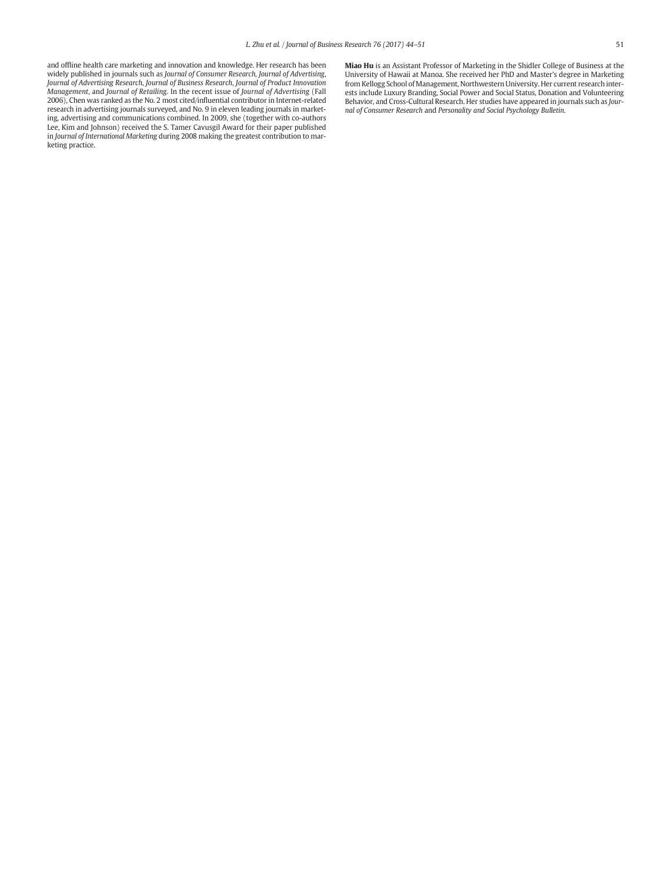and offline health care marketing and innovation and knowledge. Her research has been widely published in journals such as *Journal of Consumer Research*, *Journal of Advertising*, *Journal of Advertising Research*, *Journal of Business Research*, *Journal of Product Innovation Management*, and *Journal of Retailing*. In the recent issue of *Journal of Advertising* (Fall 2006), Chen was ranked as the No. 2 most cited/influential contributor in Internet-related research in advertising journals surveyed, and No. 9 in eleven leading journals in marketing, advertising and communications combined. In 2009, she (together with co-authors Lee, Kim and Johnson) received the S. Tamer Cavusgil Award for their paper published in *Journal of International Marketing* during 2008 making the greatest contribution to marketing practice.

**Miao Hu** is an Assistant Professor of Marketing in the Shidler College of Business at the University of Hawaii at Manoa. She received her PhD and Master's degree in Marketing from Kellogg School of Management, Northwestern University. Her current research interests include Luxury Branding, Social Power and Social Status, Donation and Volunteering Behavior, and Cross-Cultural Research. Her studies have appeared in journals such as *Journal of Consumer Research* and *Personality and Social Psychology Bulletin*.